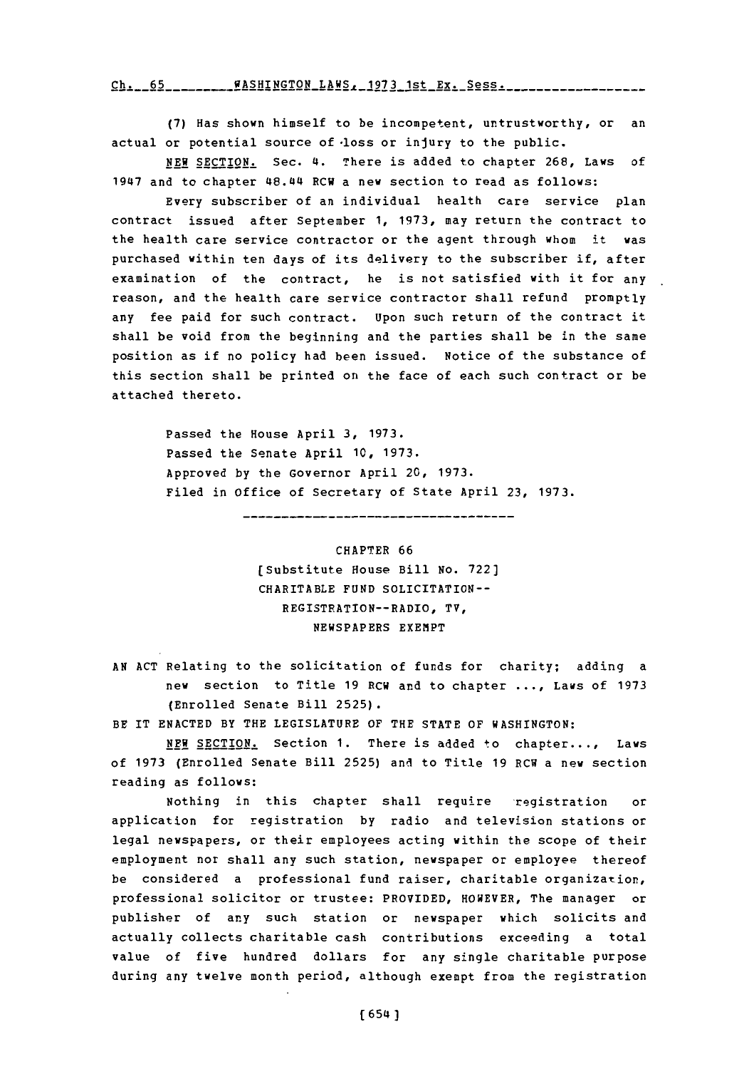(7) Has shown himself to be incompetent, untrustworthy, or an actual or potential source of loss or injury to the public.

NEW SECTION. Sec. 4. There is added to chapter 268, Laws of 1947 and to chapter 48.44 RCW a new section to read as follows:

Every subscriber of an individual health care service plan contract issued after September 1, 1973, may return the contract to the health care service contractor or the agent through whom it was purchased within ten days of its delivery to the subscriber if, after examination of the contract, he is not satisfied with it for any reason, and the health care service contractor shall refund promptly any fee paid for such contract. Upon such return of the contract it shall be void from the beginning and the parties shall be in the same position as if no policy had been issued. Notice of the substance of this section shall be printed on the face of each such contract or be attached thereto.

Passed the House April 3, 1973.
Passed the Senate April 10, 1973.
Approved by the Governor April 20, 1973.
Filed in Office of Secretary of State April 23, 1973.

---

CHAPTER 66
[Substitute House Bill No. 722]
CHARITABLE FUND SOLICITATION--
REGISTRATION--RADIO, TV,
NEWSPAPERS EXEMPT

AN ACT Relating to the solicitation of funds for charity; adding a new section to Title 19 RCW and to chapter ..., Laws of 1973 (Enrolled Senate Bill 2525).

BE IT ENACTED BY THE LEGISLATURE OF THE STATE OF WASHINGTON:

NEW SECTION. Section 1. There is added to chapter..., Laws of 1973 (Enrolled Senate Bill 2525) and to Title 19 RCW a new section reading as follows:

Nothing in this chapter shall require registration or application for registration by radio and television stations or legal newspapers, or their employees acting within the scope of their employment nor shall any such station, newspaper or employee thereof be considered a professional fund raiser, charitable organization, professional solicitor or trustee: PROVIDED, HOWEVER, The manager or publisher of any such station or newspaper which solicits and actually collects charitable cash contributions exceeding a total value of five hundred dollars for any single charitable purpose during any twelve month period, although exempt from the registration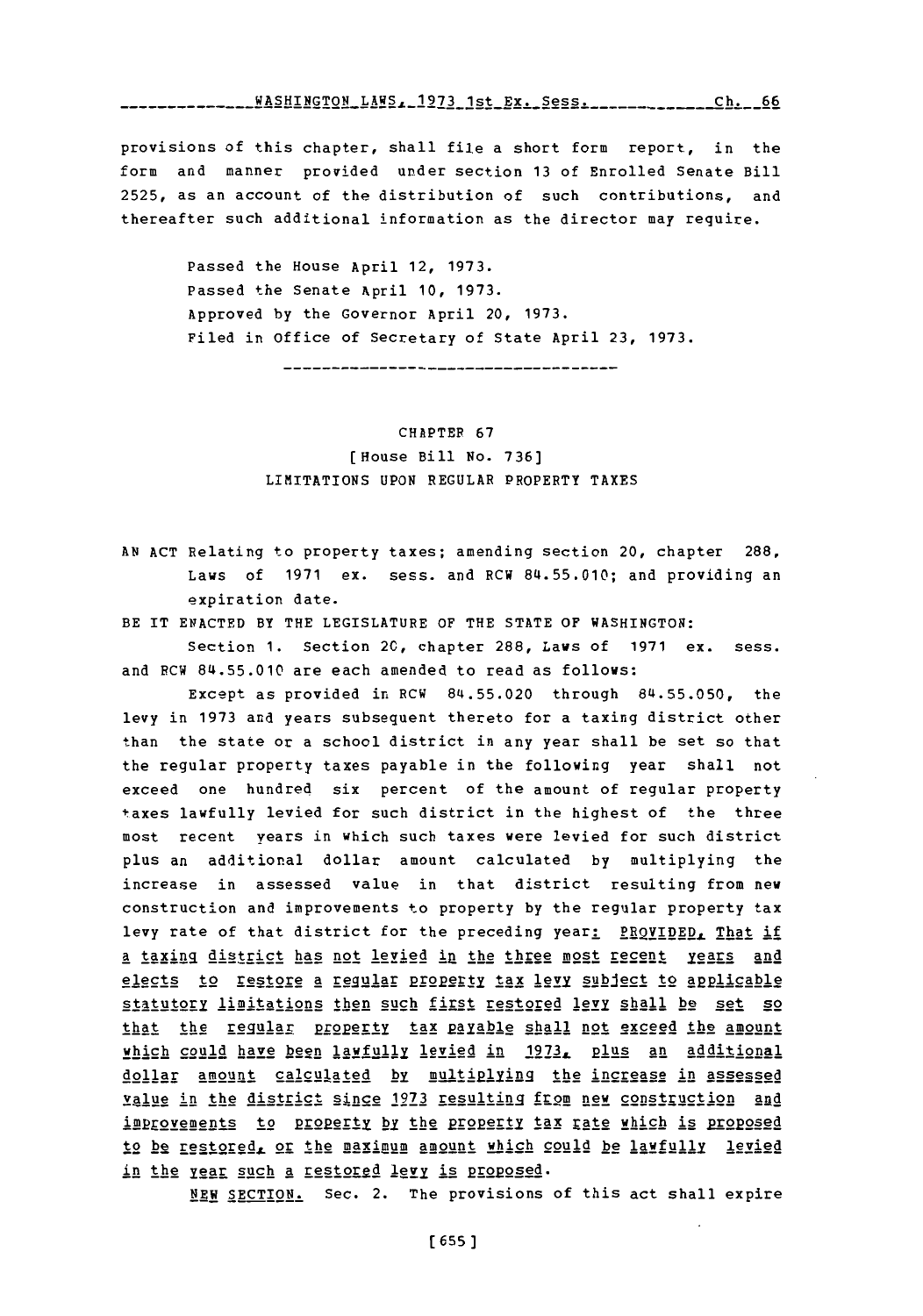provisions of this chapter, shall file a short form report, in the form and manner provided under section 13 of Enrolled Senate Bill 2525, as an account of the distribution of such contributions, and thereafter such additional information as the director may require.

Passed the House April 12, 1973.
Passed the Senate April 10, 1973.
Approved by the Governor April 20, 1973.
Filed in Office of Secretary of State April 23, 1973.

---

CHAPTER 67

[House Bill No. 736]

LIMITATIONS UPON REGULAR PROPERTY TAXES

AN ACT Relating to property taxes; amending section 20, chapter 288, Laws of 1971 ex. sess. and RCW 84.55.010; and providing an expiration date.

BE IT ENACTED BY THE LEGISLATURE OF THE STATE OF WASHINGTON:

Section 1. Section 20, chapter 288, Laws of 1971 ex. sess. and RCW 84.55.010 are each amended to read as follows:

Except as provided in RCW 84.55.020 through 84.55.050, the levy in 1973 and years subsequent thereto for a taxing district other than the state or a school district in any year shall be set so that the regular property taxes payable in the following year shall not exceed one hundred six percent of the amount of regular property taxes lawfully levied for such district in the highest of the three most recent years in which such taxes were levied for such district plus an additional dollar amount calculated by multiplying the increase in assessed value in that district resulting from new construction and improvements to property by the regular property tax levy rate of that district for the preceding year: PROVIDED, That if a taxing district has not levied in the three most recent years and elects to restore a regular property tax levy subject to applicable statutory limitations then such first restored levy shall be set so that the regular property tax payable shall not exceed the amount which could have been lawfully levied in 1973, plus an additional dollar amount calculated by multiplying the increase in assessed value in the district since 1973 resulting from new construction and improvements to property by the property tax rate which is proposed to be restored, or the maximum amount which could be lawfully levied in the year such a restored levy is proposed.

NEW SECTION. Sec. 2. The provisions of this act shall expire